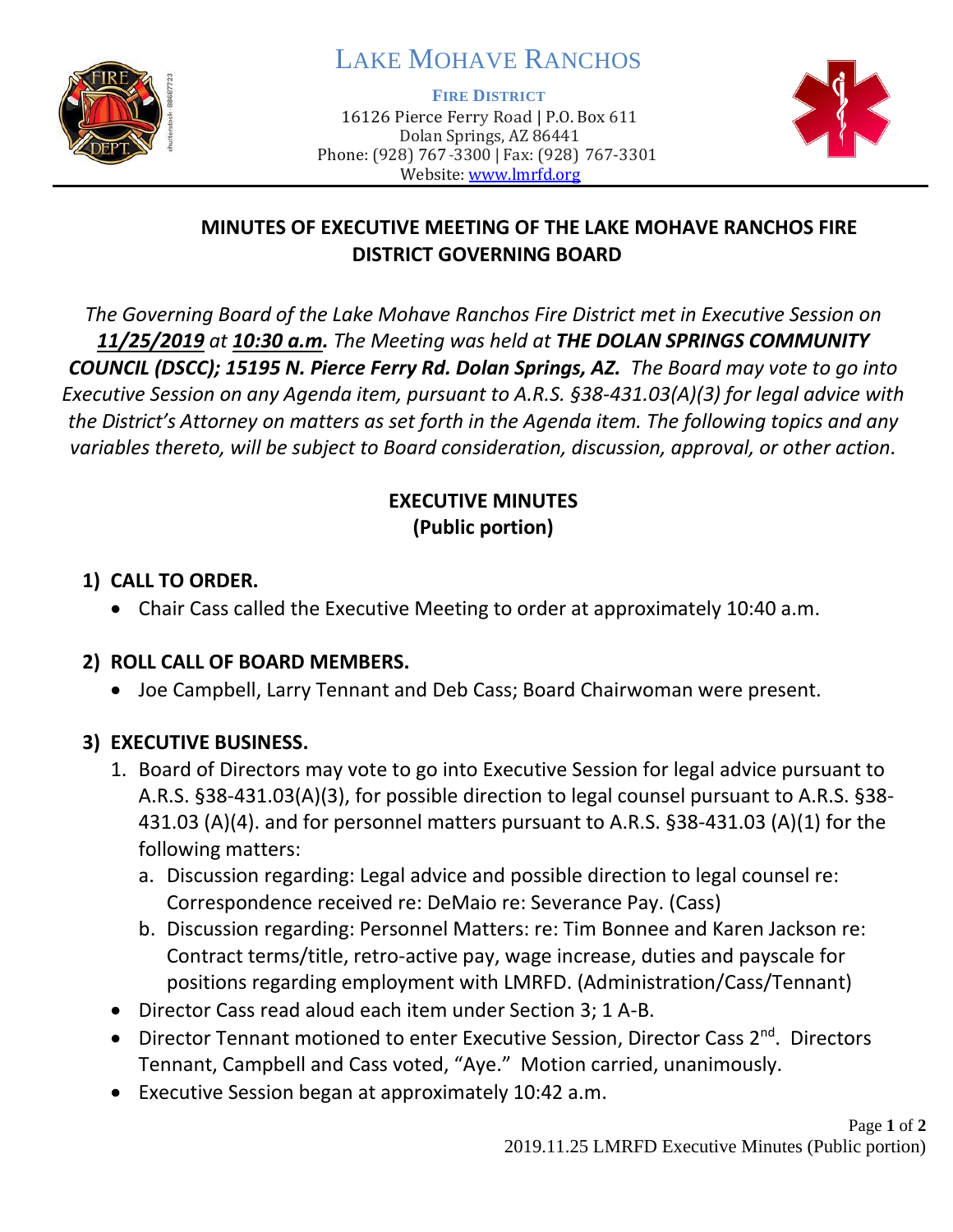# LAKE MOHAVE RANCHOS

**FIRE DISTRICT**
16126 Pierce Ferry Road | P.O. Box 611
Dolan Springs, AZ 86441
Phone: (928) 767-3300 | Fax: (928) 767-3301
Website: www.lmrfd.org

## MINUTES OF EXECUTIVE MEETING OF THE LAKE MOHAVE RANCHOS FIRE DISTRICT GOVERNING BOARD

*The Governing Board of the Lake Mohave Ranchos Fire District met in Executive Session on **11/25/2019** at **10:30 a.m.** The Meeting was held at **THE DOLAN SPRINGS COMMUNITY COUNCIL (DSCC); 15195 N. Pierce Ferry Rd. Dolan Springs, AZ.** The Board may vote to go into Executive Session on any Agenda item, pursuant to A.R.S. §38-431.03(A)(3) for legal advice with the District's Attorney on matters as set forth in the Agenda item. The following topics and any variables thereto, will be subject to Board consideration, discussion, approval, or other action.*

### EXECUTIVE MINUTES
### (Public portion)

**1) CALL TO ORDER.**

- Chair Cass called the Executive Meeting to order at approximately 10:40 a.m.

**2) ROLL CALL OF BOARD MEMBERS.**

- Joe Campbell, Larry Tennant and Deb Cass; Board Chairwoman were present.

**3) EXECUTIVE BUSINESS.**

1. Board of Directors may vote to go into Executive Session for legal advice pursuant to A.R.S. §38-431.03(A)(3), for possible direction to legal counsel pursuant to A.R.S. §38-431.03 (A)(4). and for personnel matters pursuant to A.R.S. §38-431.03 (A)(1) for the following matters:
   a. Discussion regarding: Legal advice and possible direction to legal counsel re: Correspondence received re: DeMaio re: Severance Pay. (Cass)
   b. Discussion regarding: Personnel Matters: re: Tim Bonnee and Karen Jackson re: Contract terms/title, retro-active pay, wage increase, duties and payscale for positions regarding employment with LMRFD. (Administration/Cass/Tennant)

- Director Cass read aloud each item under Section 3; 1 A-B.
- Director Tennant motioned to enter Executive Session, Director Cass 2nd. Directors Tennant, Campbell and Cass voted, "Aye." Motion carried, unanimously.
- Executive Session began at approximately 10:42 a.m.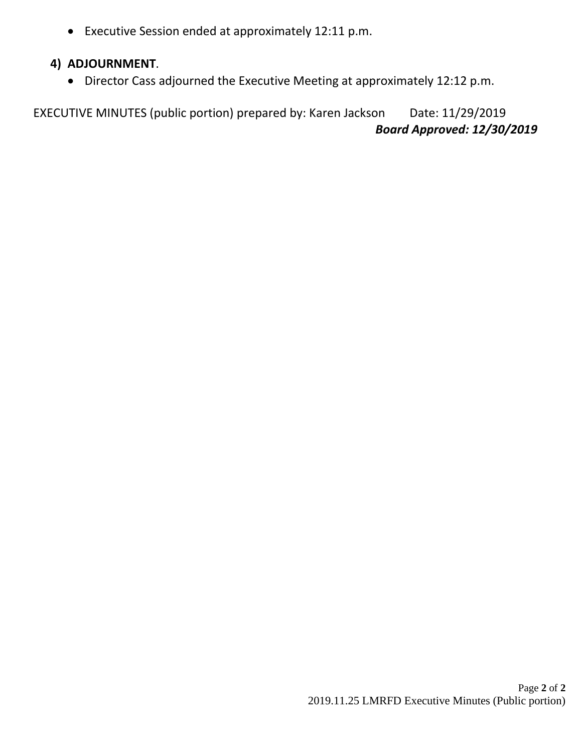- Executive Session ended at approximately 12:11 p.m.

4) **ADJOURNMENT**.
   - Director Cass adjourned the Executive Meeting at approximately 12:12 p.m.

EXECUTIVE MINUTES (public portion) prepared by: Karen Jackson Date: 11/29/2019

***Board Approved: 12/30/2019***